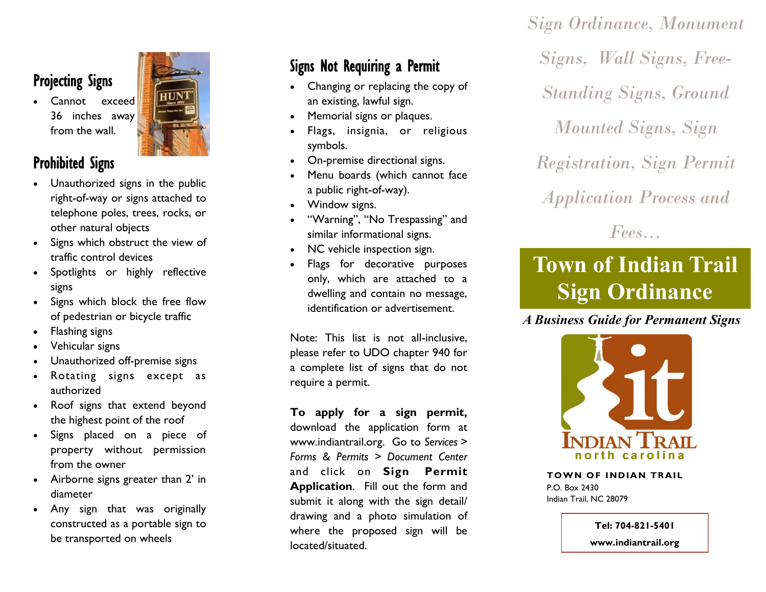## Projecting Signs

- Cannot exceed 36 inches away from the wall.

## Prohibited Signs

- Unauthorized signs in the public right-of-way or signs attached to telephone poles, trees, rocks, or other natural objects
- Signs which obstruct the view of traffic control devices
- Spotlights or highly reflective signs
- Signs which block the free flow of pedestrian or bicycle traffic
- Flashing signs
- Vehicular signs
- Unauthorized off-premise signs
- Rotating signs except as authorized
- Roof signs that extend beyond the highest point of the roof
- Signs placed on a piece of property without permission from the owner
- Airborne signs greater than 2' in diameter
- Any sign that was originally constructed as a portable sign to be transported on wheels

## Signs Not Requiring a Permit

- Changing or replacing the copy of an existing, lawful sign.
- Memorial signs or plaques.
- Flags, insignia, or religious symbols.
- On-premise directional signs.
- Menu boards (which cannot face a public right-of-way).
- Window signs.
- "Warning", "No Trespassing" and similar informational signs.
- NC vehicle inspection sign.
- Flags for decorative purposes only, which are attached to a dwelling and contain no message, identification or advertisement.

Note: This list is not all-inclusive, please refer to UDO chapter 940 for a complete list of signs that do not require a permit.

**To apply for a sign permit,** download the application form at www.indiantrail.org. Go to *Services > Forms & Permits > Document Center* and click on **Sign Permit Application**. Fill out the form and submit it along with the sign detail/ drawing and a photo simulation of where the proposed sign will be located/situated.

*Sign Ordinance, Monument Signs, Wall Signs, Free-Standing Signs, Ground Mounted Signs, Sign Registration, Sign Permit Application Process and Fees…*

# Town of Indian Trail Sign Ordinance

***A Business Guide for Permanent Signs***

INDIAN TRAIL
north carolina

**TOWN OF INDIAN TRAIL**
P.O. Box 2430
Indian Trail, NC 28079

**Tel: 704-821-5401**
**www.indiantrail.org**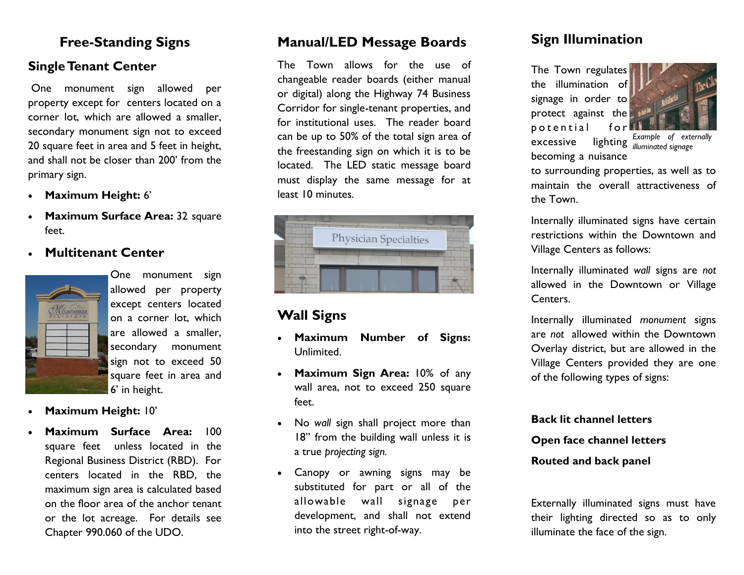## Free-Standing Signs

### Single Tenant Center

One monument sign allowed per property except for centers located on a corner lot, which are allowed a smaller, secondary monument sign not to exceed 20 square feet in area and 5 feet in height, and shall not be closer than 200' from the primary sign.

- **Maximum Height:** 6'
- **Maximum Surface Area:** 32 square feet.
- **Multitenant Center**

One monument sign allowed per property except centers located on a corner lot, which are allowed a smaller, secondary monument sign not to exceed 50 square feet in area and 6' in height.

- **Maximum Height:** 10'
- **Maximum Surface Area:** 100 square feet unless located in the Regional Business District (RBD). For centers located in the RBD, the maximum sign area is calculated based on the floor area of the anchor tenant or the lot acreage. For details see Chapter 990.060 of the UDO.

## Manual/LED Message Boards

The Town allows for the use of changeable reader boards (either manual or digital) along the Highway 74 Business Corridor for single-tenant properties, and for institutional uses. The reader board can be up to 50% of the total sign area of the freestanding sign on which it is to be located. The LED static message board must display the same message for at least 10 minutes.

## Wall Signs

- **Maximum Number of Signs:** Unlimited.
- **Maximum Sign Area:** 10% of any wall area, not to exceed 250 square feet.
- No *wall* sign shall project more than 18" from the building wall unless it is a true *projecting sign.*
- Canopy or awning signs may be substituted for part or all of the allowable wall signage per development, and shall not extend into the street right-of-way.

## Sign Illumination

The Town regulates the illumination of signage in order to protect against the potential for excessive lighting becoming a nuisance to surrounding properties, as well as to maintain the overall attractiveness of the Town.

*Example of externally illuminated signage*

Internally illuminated signs have certain restrictions within the Downtown and Village Centers as follows:

Internally illuminated *wall* signs are *not* allowed in the Downtown or Village Centers.

Internally illuminated *monument* signs are *not* allowed within the Downtown Overlay district, but are allowed in the Village Centers provided they are one of the following types of signs:

**Back lit channel letters**

**Open face channel letters**

**Routed and back panel**

Externally illuminated signs must have their lighting directed so as to only illuminate the face of the sign.